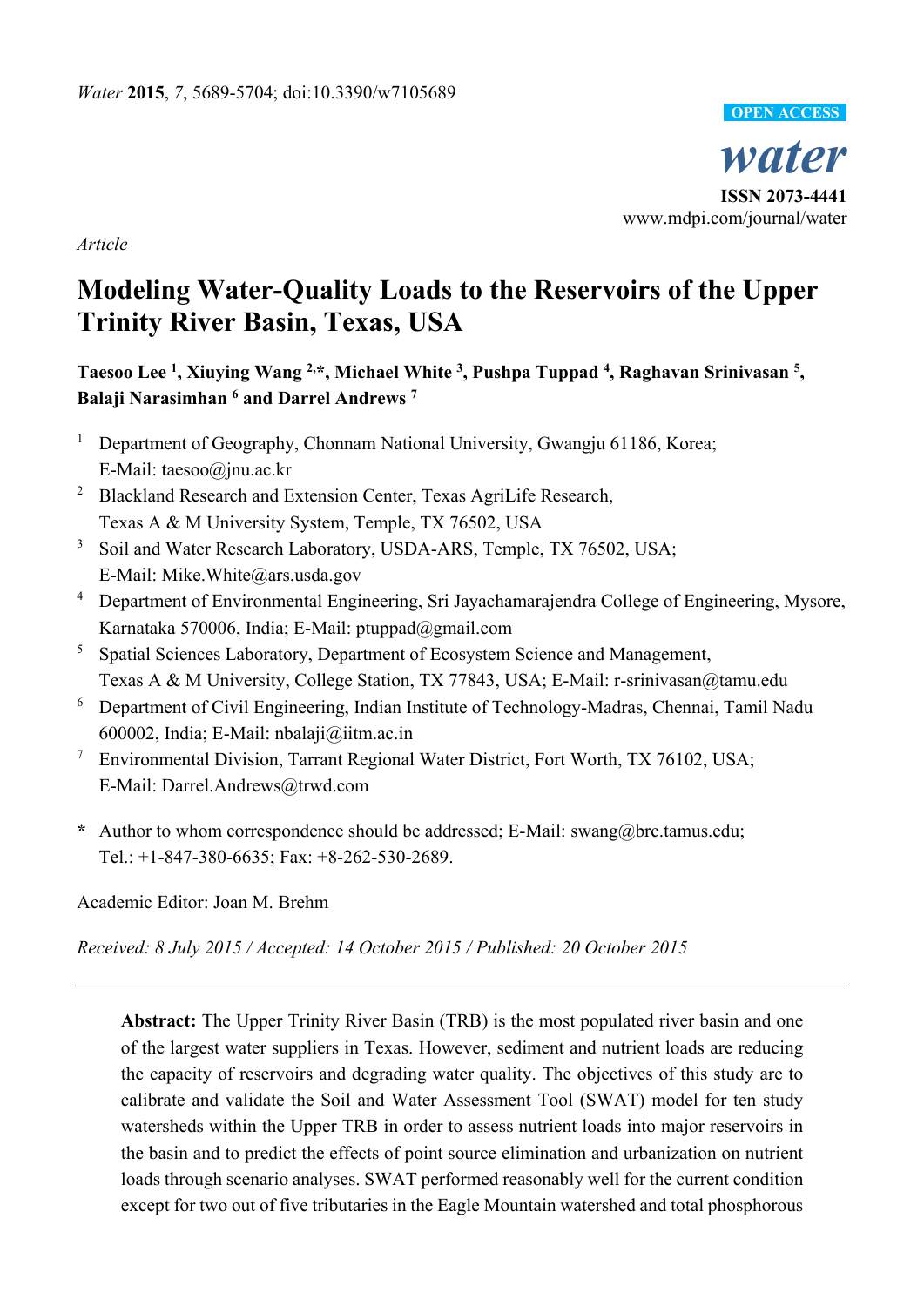*Article*

# Modeling Water-Quality Loads to the Reservoirs of the Upper Trinity River Basin, Texas, USA

**Taesoo Lee [1], Xiuying Wang [2,*], Michael White [3], Pushpa Tuppad [4], Raghavan Srinivasan [5], Balaji Narasimhan [6] and Darrel Andrews [7]**

1. Department of Geography, Chonnam National University, Gwangju 61186, Korea; E-Mail: taesoo@jnu.ac.kr
2. Blackland Research and Extension Center, Texas AgriLife Research, Texas A & M University System, Temple, TX 76502, USA
3. Soil and Water Research Laboratory, USDA-ARS, Temple, TX 76502, USA; E-Mail: Mike.White@ars.usda.gov
4. Department of Environmental Engineering, Sri Jayachamarajendra College of Engineering, Mysore, Karnataka 570006, India; E-Mail: ptuppad@gmail.com
5. Spatial Sciences Laboratory, Department of Ecosystem Science and Management, Texas A & M University, College Station, TX 77843, USA; E-Mail: r-srinivasan@tamu.edu
6. Department of Civil Engineering, Indian Institute of Technology-Madras, Chennai, Tamil Nadu 600002, India; E-Mail: nbalaji@iitm.ac.in
7. Environmental Division, Tarrant Regional Water District, Fort Worth, TX 76102, USA; E-Mail: Darrel.Andrews@trwd.com

\* Author to whom correspondence should be addressed; E-Mail: swang@brc.tamus.edu; Tel.: +1-847-380-6635; Fax: +8-262-530-2689.

Academic Editor: Joan M. Brehm

*Received: 8 July 2015 / Accepted: 14 October 2015 / Published: 20 October 2015*

---

**Abstract:** The Upper Trinity River Basin (TRB) is the most populated river basin and one of the largest water suppliers in Texas. However, sediment and nutrient loads are reducing the capacity of reservoirs and degrading water quality. The objectives of this study are to calibrate and validate the Soil and Water Assessment Tool (SWAT) model for ten study watersheds within the Upper TRB in order to assess nutrient loads into major reservoirs in the basin and to predict the effects of point source elimination and urbanization on nutrient loads through scenario analyses. SWAT performed reasonably well for the current condition except for two out of five tributaries in the Eagle Mountain watershed and total phosphorous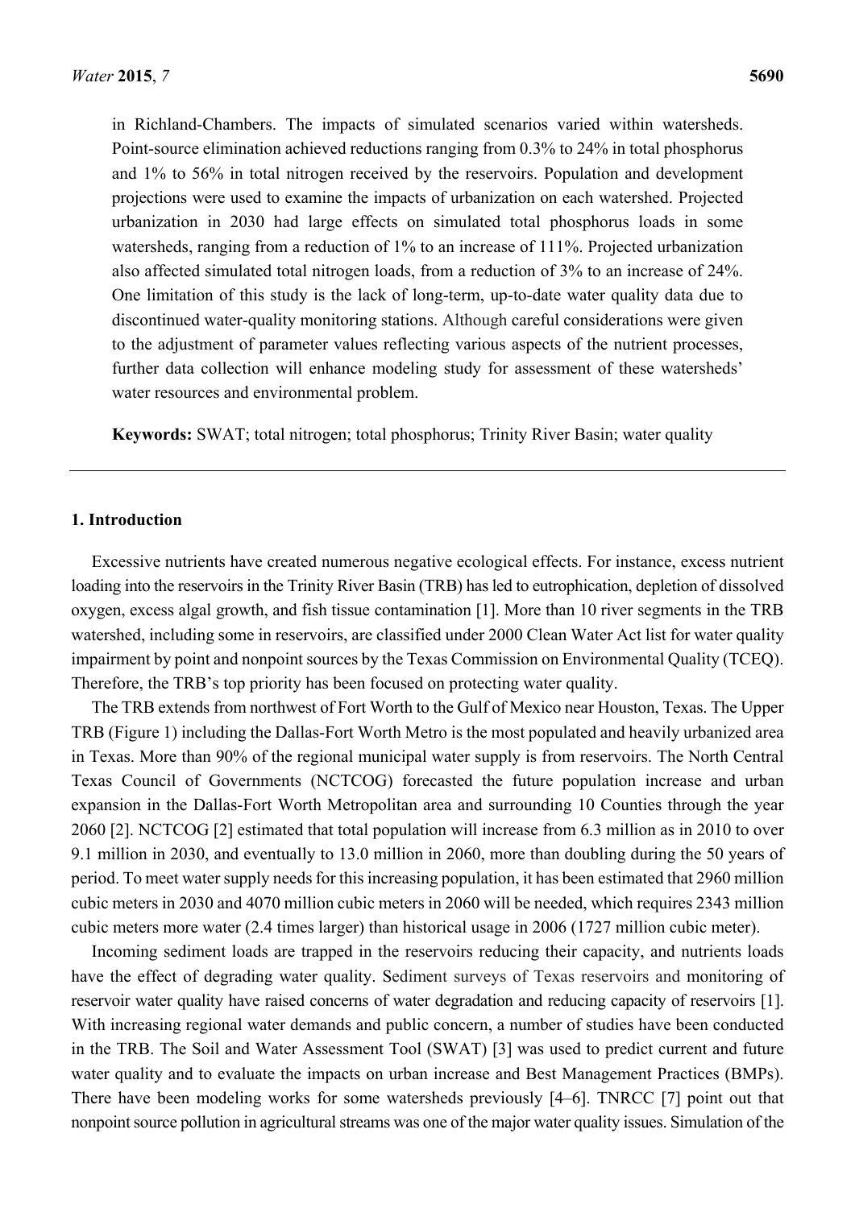in Richland-Chambers. The impacts of simulated scenarios varied within watersheds. Point-source elimination achieved reductions ranging from 0.3% to 24% in total phosphorus and 1% to 56% in total nitrogen received by the reservoirs. Population and development projections were used to examine the impacts of urbanization on each watershed. Projected urbanization in 2030 had large effects on simulated total phosphorus loads in some watersheds, ranging from a reduction of 1% to an increase of 111%. Projected urbanization also affected simulated total nitrogen loads, from a reduction of 3% to an increase of 24%. One limitation of this study is the lack of long-term, up-to-date water quality data due to discontinued water-quality monitoring stations. Although careful considerations were given to the adjustment of parameter values reflecting various aspects of the nutrient processes, further data collection will enhance modeling study for assessment of these watersheds' water resources and environmental problem.

**Keywords:** SWAT; total nitrogen; total phosphorus; Trinity River Basin; water quality

## 1. Introduction

Excessive nutrients have created numerous negative ecological effects. For instance, excess nutrient loading into the reservoirs in the Trinity River Basin (TRB) has led to eutrophication, depletion of dissolved oxygen, excess algal growth, and fish tissue contamination [1]. More than 10 river segments in the TRB watershed, including some in reservoirs, are classified under 2000 Clean Water Act list for water quality impairment by point and nonpoint sources by the Texas Commission on Environmental Quality (TCEQ). Therefore, the TRB's top priority has been focused on protecting water quality.

The TRB extends from northwest of Fort Worth to the Gulf of Mexico near Houston, Texas. The Upper TRB (Figure 1) including the Dallas-Fort Worth Metro is the most populated and heavily urbanized area in Texas. More than 90% of the regional municipal water supply is from reservoirs. The North Central Texas Council of Governments (NCTCOG) forecasted the future population increase and urban expansion in the Dallas-Fort Worth Metropolitan area and surrounding 10 Counties through the year 2060 [2]. NCTCOG [2] estimated that total population will increase from 6.3 million as in 2010 to over 9.1 million in 2030, and eventually to 13.0 million in 2060, more than doubling during the 50 years of period. To meet water supply needs for this increasing population, it has been estimated that 2960 million cubic meters in 2030 and 4070 million cubic meters in 2060 will be needed, which requires 2343 million cubic meters more water (2.4 times larger) than historical usage in 2006 (1727 million cubic meter).

Incoming sediment loads are trapped in the reservoirs reducing their capacity, and nutrients loads have the effect of degrading water quality. Sediment surveys of Texas reservoirs and monitoring of reservoir water quality have raised concerns of water degradation and reducing capacity of reservoirs [1]. With increasing regional water demands and public concern, a number of studies have been conducted in the TRB. The Soil and Water Assessment Tool (SWAT) [3] was used to predict current and future water quality and to evaluate the impacts on urban increase and Best Management Practices (BMPs). There have been modeling works for some watersheds previously [4–6]. TNRCC [7] point out that nonpoint source pollution in agricultural streams was one of the major water quality issues. Simulation of the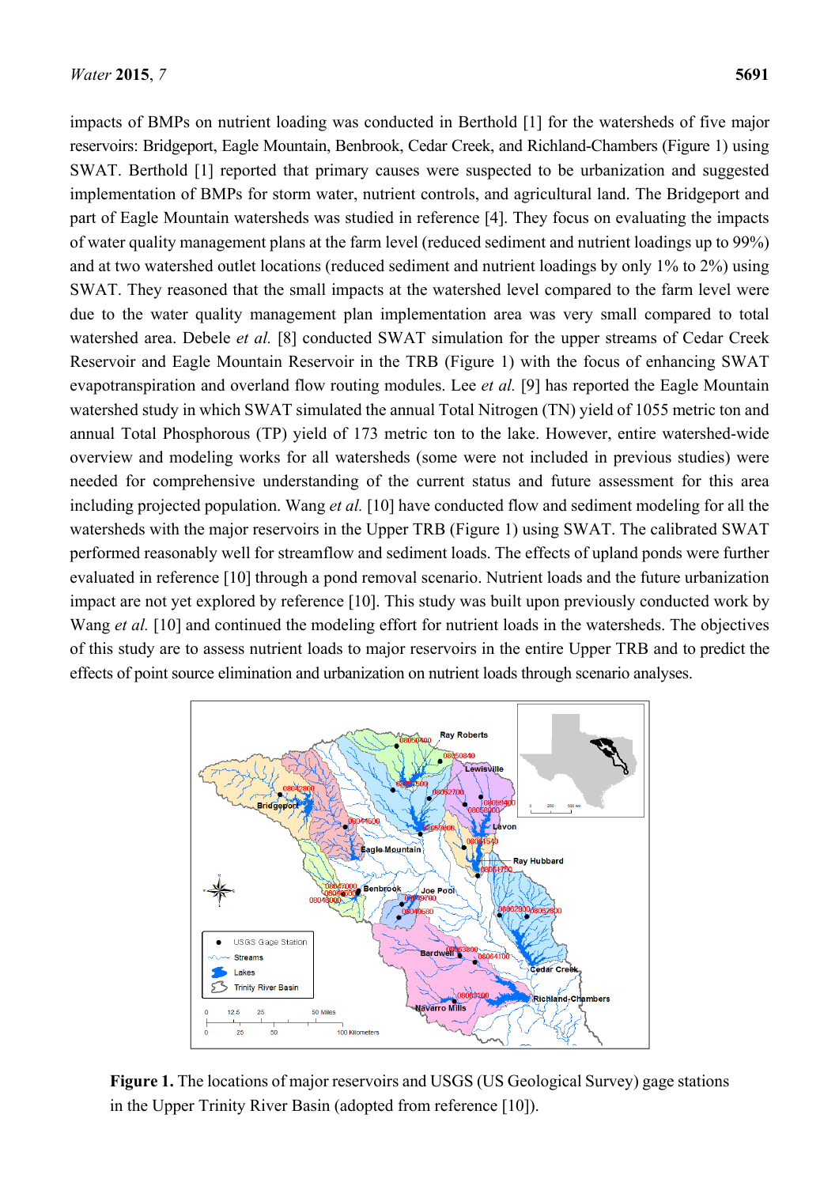impacts of BMPs on nutrient loading was conducted in Berthold [1] for the watersheds of five major reservoirs: Bridgeport, Eagle Mountain, Benbrook, Cedar Creek, and Richland-Chambers (Figure 1) using SWAT. Berthold [1] reported that primary causes were suspected to be urbanization and suggested implementation of BMPs for storm water, nutrient controls, and agricultural land. The Bridgeport and part of Eagle Mountain watersheds was studied in reference [4]. They focus on evaluating the impacts of water quality management plans at the farm level (reduced sediment and nutrient loadings up to 99%) and at two watershed outlet locations (reduced sediment and nutrient loadings by only 1% to 2%) using SWAT. They reasoned that the small impacts at the watershed level compared to the farm level were due to the water quality management plan implementation area was very small compared to total watershed area. Debele *et al.* [8] conducted SWAT simulation for the upper streams of Cedar Creek Reservoir and Eagle Mountain Reservoir in the TRB (Figure 1) with the focus of enhancing SWAT evapotranspiration and overland flow routing modules. Lee *et al.* [9] has reported the Eagle Mountain watershed study in which SWAT simulated the annual Total Nitrogen (TN) yield of 1055 metric ton and annual Total Phosphorous (TP) yield of 173 metric ton to the lake. However, entire watershed-wide overview and modeling works for all watersheds (some were not included in previous studies) were needed for comprehensive understanding of the current status and future assessment for this area including projected population. Wang *et al.* [10] have conducted flow and sediment modeling for all the watersheds with the major reservoirs in the Upper TRB (Figure 1) using SWAT. The calibrated SWAT performed reasonably well for streamflow and sediment loads. The effects of upland ponds were further evaluated in reference [10] through a pond removal scenario. Nutrient loads and the future urbanization impact are not yet explored by reference [10]. This study was built upon previously conducted work by Wang *et al.* [10] and continued the modeling effort for nutrient loads in the watersheds. The objectives of this study are to assess nutrient loads to major reservoirs in the entire Upper TRB and to predict the effects of point source elimination and urbanization on nutrient loads through scenario analyses.

**Figure 1.** The locations of major reservoirs and USGS (US Geological Survey) gage stations in the Upper Trinity River Basin (adopted from reference [10]).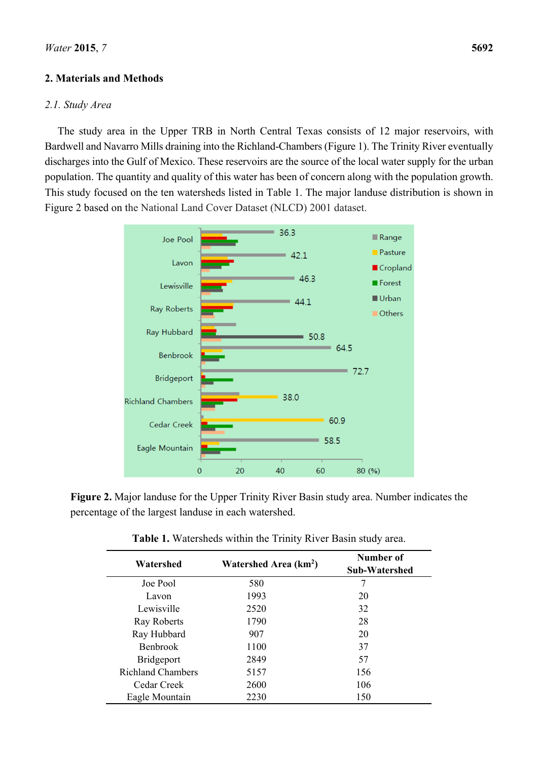## 2. Materials and Methods

### *2.1. Study Area*

The study area in the Upper TRB in North Central Texas consists of 12 major reservoirs, with Bardwell and Navarro Mills draining into the Richland-Chambers (Figure 1). The Trinity River eventually discharges into the Gulf of Mexico. These reservoirs are the source of the local water supply for the urban population. The quantity and quality of this water has been of concern along with the population growth. This study focused on the ten watersheds listed in Table 1. The major landuse distribution is shown in Figure 2 based on the National Land Cover Dataset (NLCD) 2001 dataset.

**Figure 2.** Major landuse for the Upper Trinity River Basin study area. Number indicates the percentage of the largest landuse in each watershed.

**Table 1.** Watersheds within the Trinity River Basin study area.

| Watershed | Watershed Area (km$^2$) | Number of Sub-Watershed |
|---|---|---|
| Joe Pool | 580 | 7 |
| Lavon | 1993 | 20 |
| Lewisville | 2520 | 32 |
| Ray Roberts | 1790 | 28 |
| Ray Hubbard | 907 | 20 |
| Benbrook | 1100 | 37 |
| Bridgeport | 2849 | 57 |
| Richland Chambers | 5157 | 156 |
| Cedar Creek | 2600 | 106 |
| Eagle Mountain | 2230 | 150 |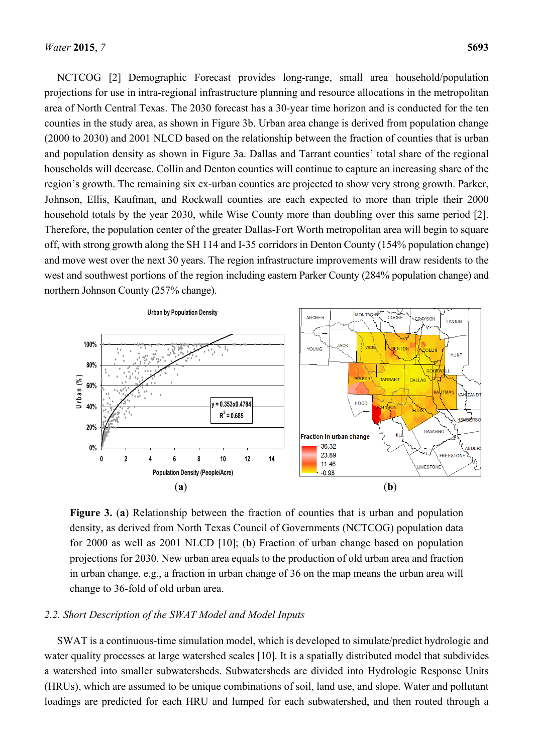NCTCOG [2] Demographic Forecast provides long-range, small area household/population projections for use in intra-regional infrastructure planning and resource allocations in the metropolitan area of North Central Texas. The 2030 forecast has a 30-year time horizon and is conducted for the ten counties in the study area, as shown in Figure 3b. Urban area change is derived from population change (2000 to 2030) and 2001 NLCD based on the relationship between the fraction of counties that is urban and population density as shown in Figure 3a. Dallas and Tarrant counties' total share of the regional households will decrease. Collin and Denton counties will continue to capture an increasing share of the region's growth. The remaining six ex-urban counties are projected to show very strong growth. Parker, Johnson, Ellis, Kaufman, and Rockwall counties are each expected to more than triple their 2000 household totals by the year 2030, while Wise County more than doubling over this same period [2]. Therefore, the population center of the greater Dallas-Fort Worth metropolitan area will begin to square off, with strong growth along the SH 114 and I-35 corridors in Denton County (154% population change) and move west over the next 30 years. The region infrastructure improvements will draw residents to the west and southwest portions of the region including eastern Parker County (284% population change) and northern Johnson County (257% change).

**Figure 3.** (**a**) Relationship between the fraction of counties that is urban and population density, as derived from North Texas Council of Governments (NCTCOG) population data for 2000 as well as 2001 NLCD [10]; (**b**) Fraction of urban change based on population projections for 2030. New urban area equals to the production of old urban area and fraction in urban change, e.g., a fraction in urban change of 36 on the map means the urban area will change to 36-fold of old urban area.

### *2.2. Short Description of the SWAT Model and Model Inputs*

SWAT is a continuous-time simulation model, which is developed to simulate/predict hydrologic and water quality processes at large watershed scales [10]. It is a spatially distributed model that subdivides a watershed into smaller subwatersheds. Subwatersheds are divided into Hydrologic Response Units (HRUs), which are assumed to be unique combinations of soil, land use, and slope. Water and pollutant loadings are predicted for each HRU and lumped for each subwatershed, and then routed through a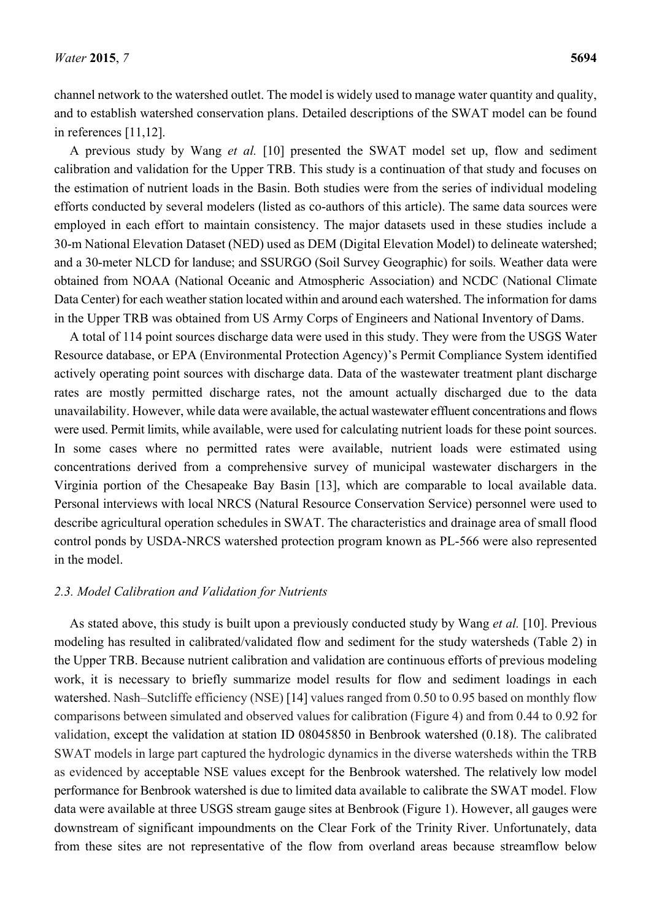channel network to the watershed outlet. The model is widely used to manage water quantity and quality, and to establish watershed conservation plans. Detailed descriptions of the SWAT model can be found in references [11,12].

A previous study by Wang *et al.* [10] presented the SWAT model set up, flow and sediment calibration and validation for the Upper TRB. This study is a continuation of that study and focuses on the estimation of nutrient loads in the Basin. Both studies were from the series of individual modeling efforts conducted by several modelers (listed as co-authors of this article). The same data sources were employed in each effort to maintain consistency. The major datasets used in these studies include a 30-m National Elevation Dataset (NED) used as DEM (Digital Elevation Model) to delineate watershed; and a 30-meter NLCD for landuse; and SSURGO (Soil Survey Geographic) for soils. Weather data were obtained from NOAA (National Oceanic and Atmospheric Association) and NCDC (National Climate Data Center) for each weather station located within and around each watershed. The information for dams in the Upper TRB was obtained from US Army Corps of Engineers and National Inventory of Dams.

A total of 114 point sources discharge data were used in this study. They were from the USGS Water Resource database, or EPA (Environmental Protection Agency)'s Permit Compliance System identified actively operating point sources with discharge data. Data of the wastewater treatment plant discharge rates are mostly permitted discharge rates, not the amount actually discharged due to the data unavailability. However, while data were available, the actual wastewater effluent concentrations and flows were used. Permit limits, while available, were used for calculating nutrient loads for these point sources. In some cases where no permitted rates were available, nutrient loads were estimated using concentrations derived from a comprehensive survey of municipal wastewater dischargers in the Virginia portion of the Chesapeake Bay Basin [13], which are comparable to local available data. Personal interviews with local NRCS (Natural Resource Conservation Service) personnel were used to describe agricultural operation schedules in SWAT. The characteristics and drainage area of small flood control ponds by USDA-NRCS watershed protection program known as PL-566 were also represented in the model.

### *2.3. Model Calibration and Validation for Nutrients*

As stated above, this study is built upon a previously conducted study by Wang *et al.* [10]. Previous modeling has resulted in calibrated/validated flow and sediment for the study watersheds (Table 2) in the Upper TRB. Because nutrient calibration and validation are continuous efforts of previous modeling work, it is necessary to briefly summarize model results for flow and sediment loadings in each watershed. Nash–Sutcliffe efficiency (NSE) [14] values ranged from 0.50 to 0.95 based on monthly flow comparisons between simulated and observed values for calibration (Figure 4) and from 0.44 to 0.92 for validation, except the validation at station ID 08045850 in Benbrook watershed (0.18). The calibrated SWAT models in large part captured the hydrologic dynamics in the diverse watersheds within the TRB as evidenced by acceptable NSE values except for the Benbrook watershed. The relatively low model performance for Benbrook watershed is due to limited data available to calibrate the SWAT model. Flow data were available at three USGS stream gauge sites at Benbrook (Figure 1). However, all gauges were downstream of significant impoundments on the Clear Fork of the Trinity River. Unfortunately, data from these sites are not representative of the flow from overland areas because streamflow below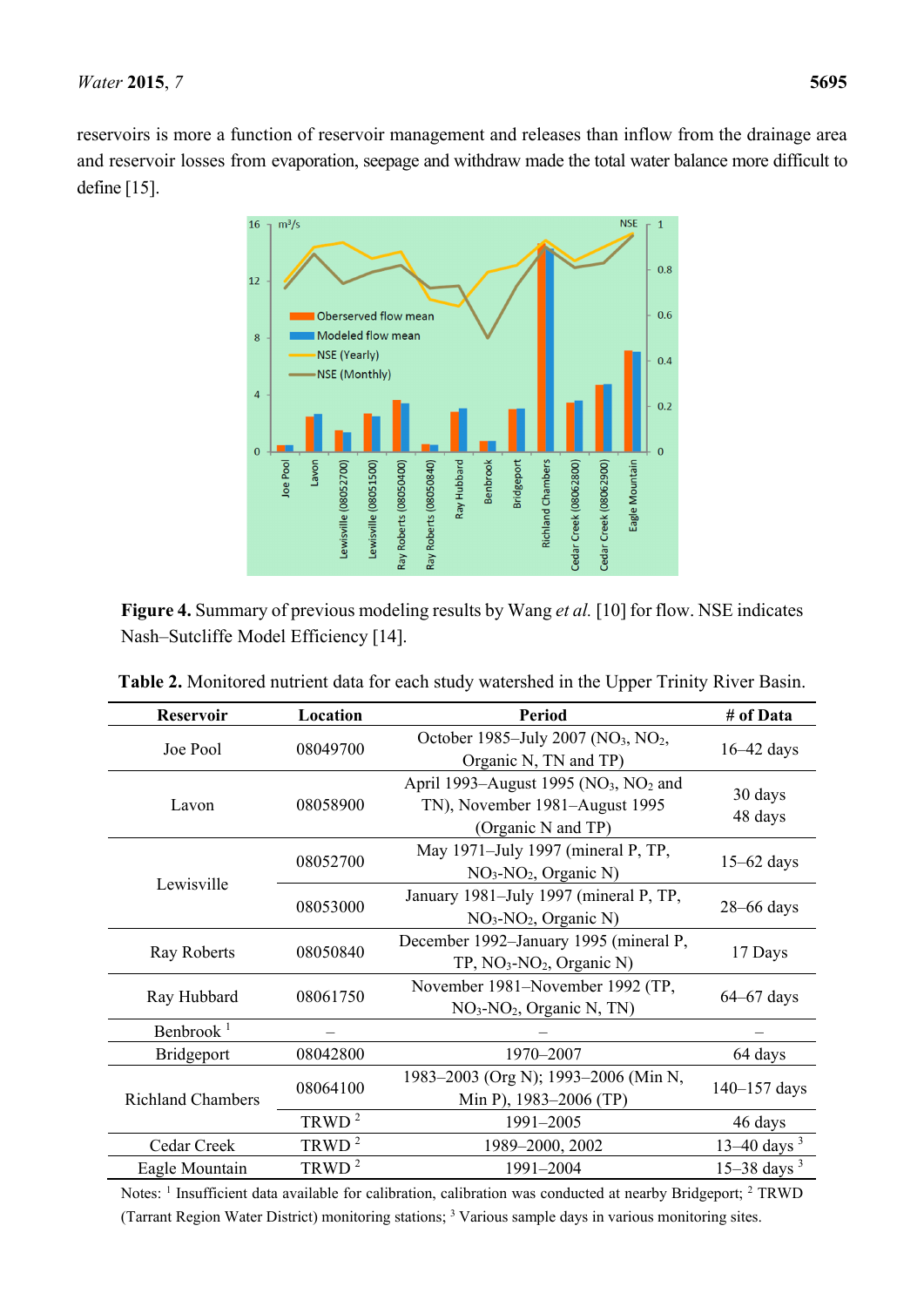reservoirs is more a function of reservoir management and releases than inflow from the drainage area and reservoir losses from evaporation, seepage and withdraw made the total water balance more difficult to define [15].

**Figure 4.** Summary of previous modeling results by Wang *et al.* [10] for flow. NSE indicates Nash–Sutcliffe Model Efficiency [14].

**Table 2.** Monitored nutrient data for each study watershed in the Upper Trinity River Basin.

| Reservoir | Location | Period | # of Data |
|---|---|---|---|
| Joe Pool | 08049700 | October 1985–July 2007 ($NO_3$, $NO_2$, Organic N, TN and TP) | 16–42 days |
| Lavon | 08058900 | April 1993–August 1995 ($NO_3$, $NO_2$ and TN), November 1981–August 1995 (Organic N and TP) | 30 days<br>48 days |
| Lewisville | 08052700 | May 1971–July 1997 (mineral P, TP, $NO_3$-$NO_2$, Organic N) | 15–62 days |
| | 08053000 | January 1981–July 1997 (mineral P, TP, $NO_3$-$NO_2$, Organic N) | 28–66 days |
| Ray Roberts | 08050840 | December 1992–January 1995 (mineral P, TP, $NO_3$-$NO_2$, Organic N) | 17 Days |
| Ray Hubbard | 08061750 | November 1981–November 1992 (TP, $NO_3$-$NO_2$, Organic N, TN) | 64–67 days |
| Benbrook [1] | – | – | – |
| Bridgeport | 08042800 | 1970–2007 | 64 days |
| Richland Chambers | 08064100 | 1983–2003 (Org N); 1993–2006 (Min N, Min P), 1983–2006 (TP) | 140–157 days |
| | TRWD [2] | 1991–2005 | 46 days |
| Cedar Creek | TRWD [2] | 1989–2000, 2002 | 13–40 days [3] |
| Eagle Mountain | TRWD [2] | 1991–2004 | 15–38 days [3] |

Notes: [1] Insufficient data available for calibration, calibration was conducted at nearby Bridgeport; [2] TRWD (Tarrant Region Water District) monitoring stations; [3] Various sample days in various monitoring sites.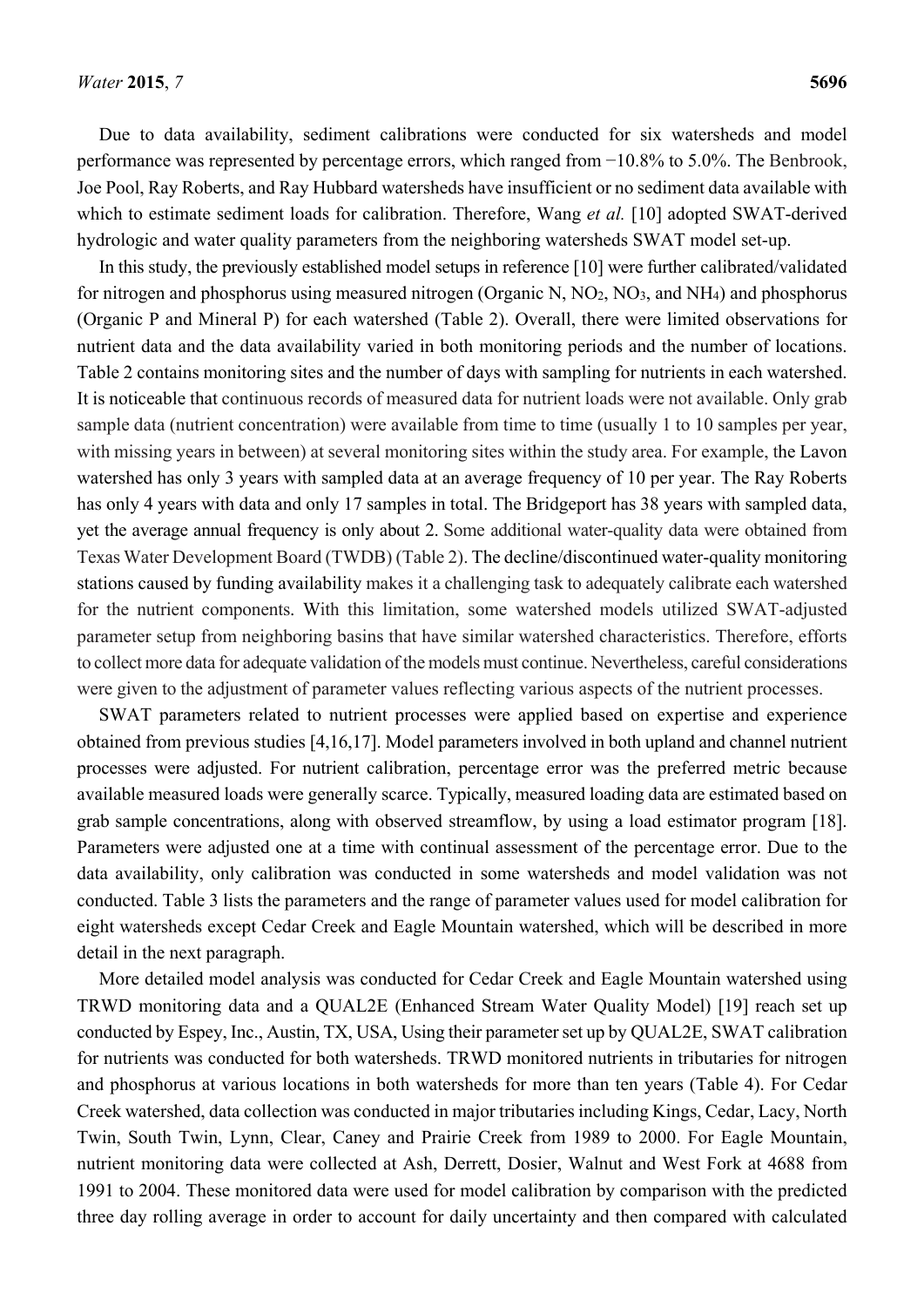Due to data availability, sediment calibrations were conducted for six watersheds and model performance was represented by percentage errors, which ranged from −10.8% to 5.0%. The Benbrook, Joe Pool, Ray Roberts, and Ray Hubbard watersheds have insufficient or no sediment data available with which to estimate sediment loads for calibration. Therefore, Wang *et al.* [10] adopted SWAT-derived hydrologic and water quality parameters from the neighboring watersheds SWAT model set-up.

In this study, the previously established model setups in reference [10] were further calibrated/validated for nitrogen and phosphorus using measured nitrogen (Organic N, $NO_2$, $NO_3$, and $NH_4$) and phosphorus (Organic P and Mineral P) for each watershed (Table 2). Overall, there were limited observations for nutrient data and the data availability varied in both monitoring periods and the number of locations. Table 2 contains monitoring sites and the number of days with sampling for nutrients in each watershed. It is noticeable that continuous records of measured data for nutrient loads were not available. Only grab sample data (nutrient concentration) were available from time to time (usually 1 to 10 samples per year, with missing years in between) at several monitoring sites within the study area. For example, the Lavon watershed has only 3 years with sampled data at an average frequency of 10 per year. The Ray Roberts has only 4 years with data and only 17 samples in total. The Bridgeport has 38 years with sampled data, yet the average annual frequency is only about 2. Some additional water-quality data were obtained from Texas Water Development Board (TWDB) (Table 2). The decline/discontinued water-quality monitoring stations caused by funding availability makes it a challenging task to adequately calibrate each watershed for the nutrient components. With this limitation, some watershed models utilized SWAT-adjusted parameter setup from neighboring basins that have similar watershed characteristics. Therefore, efforts to collect more data for adequate validation of the models must continue. Nevertheless, careful considerations were given to the adjustment of parameter values reflecting various aspects of the nutrient processes.

SWAT parameters related to nutrient processes were applied based on expertise and experience obtained from previous studies [4,16,17]. Model parameters involved in both upland and channel nutrient processes were adjusted. For nutrient calibration, percentage error was the preferred metric because available measured loads were generally scarce. Typically, measured loading data are estimated based on grab sample concentrations, along with observed streamflow, by using a load estimator program [18]. Parameters were adjusted one at a time with continual assessment of the percentage error. Due to the data availability, only calibration was conducted in some watersheds and model validation was not conducted. Table 3 lists the parameters and the range of parameter values used for model calibration for eight watersheds except Cedar Creek and Eagle Mountain watershed, which will be described in more detail in the next paragraph.

More detailed model analysis was conducted for Cedar Creek and Eagle Mountain watershed using TRWD monitoring data and a QUAL2E (Enhanced Stream Water Quality Model) [19] reach set up conducted by Espey, Inc., Austin, TX, USA, Using their parameter set up by QUAL2E, SWAT calibration for nutrients was conducted for both watersheds. TRWD monitored nutrients in tributaries for nitrogen and phosphorus at various locations in both watersheds for more than ten years (Table 4). For Cedar Creek watershed, data collection was conducted in major tributaries including Kings, Cedar, Lacy, North Twin, South Twin, Lynn, Clear, Caney and Prairie Creek from 1989 to 2000. For Eagle Mountain, nutrient monitoring data were collected at Ash, Derrett, Dosier, Walnut and West Fork at 4688 from 1991 to 2004. These monitored data were used for model calibration by comparison with the predicted three day rolling average in order to account for daily uncertainty and then compared with calculated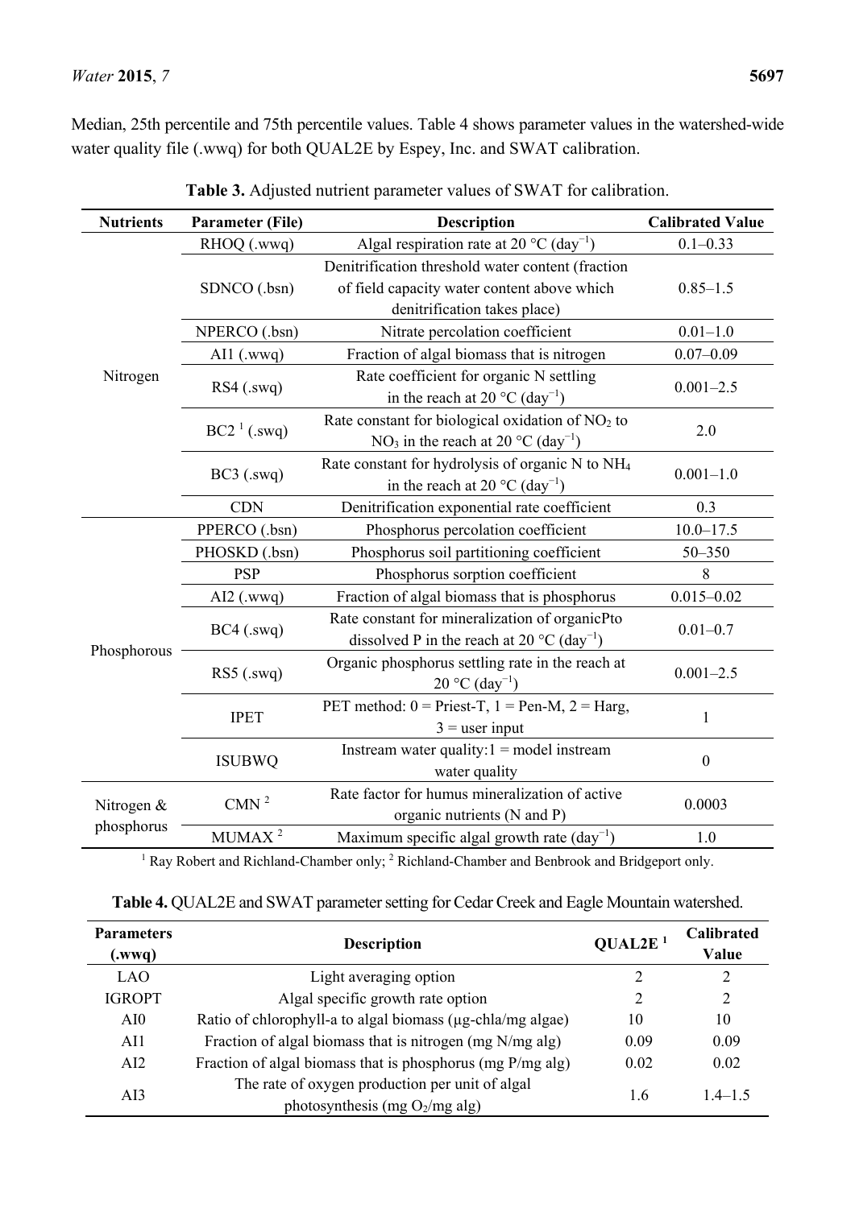Median, 25th percentile and 75th percentile values. Table 4 shows parameter values in the watershed-wide water quality file (.wwq) for both QUAL2E by Espey, Inc. and SWAT calibration.

**Table 3.** Adjusted nutrient parameter values of SWAT for calibration.

| Nutrients | Parameter (File) | Description | Calibrated Value |
|---|---|---|---|
| Nitrogen | RHOQ (.wwq) | Algal respiration rate at 20 °C ($day^{-1}$) | 0.1–0.33 |
| | SDNCO (.bsn) | Denitrification threshold water content (fraction of field capacity water content above which denitrification takes place) | 0.85–1.5 |
| | NPERCO (.bsn) | Nitrate percolation coefficient | 0.01–1.0 |
| | AI1 (.wwq) | Fraction of algal biomass that is nitrogen | 0.07–0.09 |
| | RS4 (.swq) | Rate coefficient for organic N settling in the reach at 20 °C ($day^{-1}$) | 0.001–2.5 |
| | BC2 [1] (.swq) | Rate constant for biological oxidation of $NO_2$ to $NO_3$ in the reach at 20 °C ($day^{-1}$) | 2.0 |
| | BC3 (.swq) | Rate constant for hydrolysis of organic N to $NH_4$ in the reach at 20 °C ($day^{-1}$) | 0.001–1.0 |
| | CDN | Denitrification exponential rate coefficient | 0.3 |
| Phosphorous | PPERCO (.bsn) | Phosphorus percolation coefficient | 10.0–17.5 |
| | PHOSKD (.bsn) | Phosphorus soil partitioning coefficient | 50–350 |
| | PSP | Phosphorus sorption coefficient | 8 |
| | AI2 (.wwq) | Fraction of algal biomass that is phosphorus | 0.015–0.02 |
| | BC4 (.swq) | Rate constant for mineralization of organicPto dissolved P in the reach at 20 °C ($day^{-1}$) | 0.01–0.7 |
| | RS5 (.swq) | Organic phosphorus settling rate in the reach at 20 °C ($day^{-1}$) | 0.001–2.5 |
| | IPET | PET method: 0 = Priest-T, 1 = Pen-M, 2 = Harg, 3 = user input | 1 |
| | ISUBWQ | Instream water quality:1 = model instream water quality | 0 |
| Nitrogen & phosphorus | CMN [2] | Rate factor for humus mineralization of active organic nutrients (N and P) | 0.0003 |
| | MUMAX [2] | Maximum specific algal growth rate ($day^{-1}$) | 1.0 |

[1] Ray Robert and Richland-Chamber only; [2] Richland-Chamber and Benbrook and Bridgeport only.

**Table 4.** QUAL2E and SWAT parameter setting for Cedar Creek and Eagle Mountain watershed.

| Parameters (.wwq) | Description | QUAL2E [1] | Calibrated Value |
|---|---|---|---|
| LAO | Light averaging option | 2 | 2 |
| IGROPT | Algal specific growth rate option | 2 | 2 |
| AI0 | Ratio of chlorophyll-a to algal biomass (µg-chla/mg algae) | 10 | 10 |
| AI1 | Fraction of algal biomass that is nitrogen (mg N/mg alg) | 0.09 | 0.09 |
| AI2 | Fraction of algal biomass that is phosphorus (mg P/mg alg) | 0.02 | 0.02 |
| AI3 | The rate of oxygen production per unit of algal photosynthesis (mg $O_2$/mg alg) | 1.6 | 1.4–1.5 |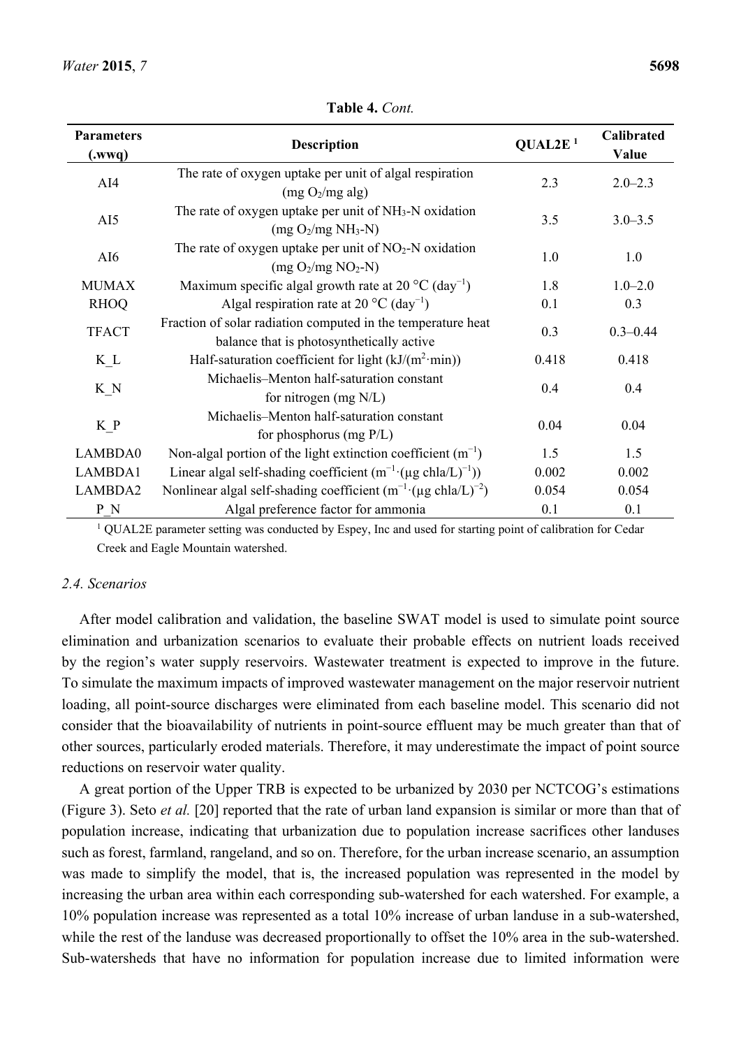**Table 4.** *Cont.*

| Parameters (.wwq) | Description | QUAL2E [1] | Calibrated Value |
|---|---|---|---|
| AI4 | The rate of oxygen uptake per unit of algal respiration (mg $O_2$/mg alg) | 2.3 | 2.0–2.3 |
| AI5 | The rate of oxygen uptake per unit of $NH_3$-N oxidation (mg $O_2$/mg $NH_3$-N) | 3.5 | 3.0–3.5 |
| AI6 | The rate of oxygen uptake per unit of $NO_2$-N oxidation (mg $O_2$/mg $NO_2$-N) | 1.0 | 1.0 |
| MUMAX | Maximum specific algal growth rate at 20 °C (day$^{-1}$) | 1.8 | 1.0–2.0 |
| RHOQ | Algal respiration rate at 20 °C (day$^{-1}$) | 0.1 | 0.3 |
| TFACT | Fraction of solar radiation computed in the temperature heat balance that is photosynthetically active | 0.3 | 0.3–0.44 |
| K_L | Half-saturation coefficient for light (kJ/(m$^2$·min)) | 0.418 | 0.418 |
| K_N | Michaelis–Menton half-saturation constant for nitrogen (mg N/L) | 0.4 | 0.4 |
| K_P | Michaelis–Menton half-saturation constant for phosphorus (mg P/L) | 0.04 | 0.04 |
| LAMBDA0 | Non-algal portion of the light extinction coefficient (m$^{-1}$) | 1.5 | 1.5 |
| LAMBDA1 | Linear algal self-shading coefficient (m$^{-1}$·(μg chla/L)$^{-1}$)) | 0.002 | 0.002 |
| LAMBDA2 | Nonlinear algal self-shading coefficient (m$^{-1}$·(μg chla/L)$^{-2}$) | 0.054 | 0.054 |
| P_N | Algal preference factor for ammonia | 0.1 | 0.1 |

[1] QUAL2E parameter setting was conducted by Espey, Inc and used for starting point of calibration for Cedar Creek and Eagle Mountain watershed.

### 2.4. Scenarios

After model calibration and validation, the baseline SWAT model is used to simulate point source elimination and urbanization scenarios to evaluate their probable effects on nutrient loads received by the region's water supply reservoirs. Wastewater treatment is expected to improve in the future. To simulate the maximum impacts of improved wastewater management on the major reservoir nutrient loading, all point-source discharges were eliminated from each baseline model. This scenario did not consider that the bioavailability of nutrients in point-source effluent may be much greater than that of other sources, particularly eroded materials. Therefore, it may underestimate the impact of point source reductions on reservoir water quality.

A great portion of the Upper TRB is expected to be urbanized by 2030 per NCTCOG's estimations (Figure 3). Seto *et al.* [20] reported that the rate of urban land expansion is similar or more than that of population increase, indicating that urbanization due to population increase sacrifices other landuses such as forest, farmland, rangeland, and so on. Therefore, for the urban increase scenario, an assumption was made to simplify the model, that is, the increased population was represented in the model by increasing the urban area within each corresponding sub-watershed for each watershed. For example, a 10% population increase was represented as a total 10% increase of urban landuse in a sub-watershed, while the rest of the landuse was decreased proportionally to offset the 10% area in the sub-watershed. Sub-watersheds that have no information for population increase due to limited information were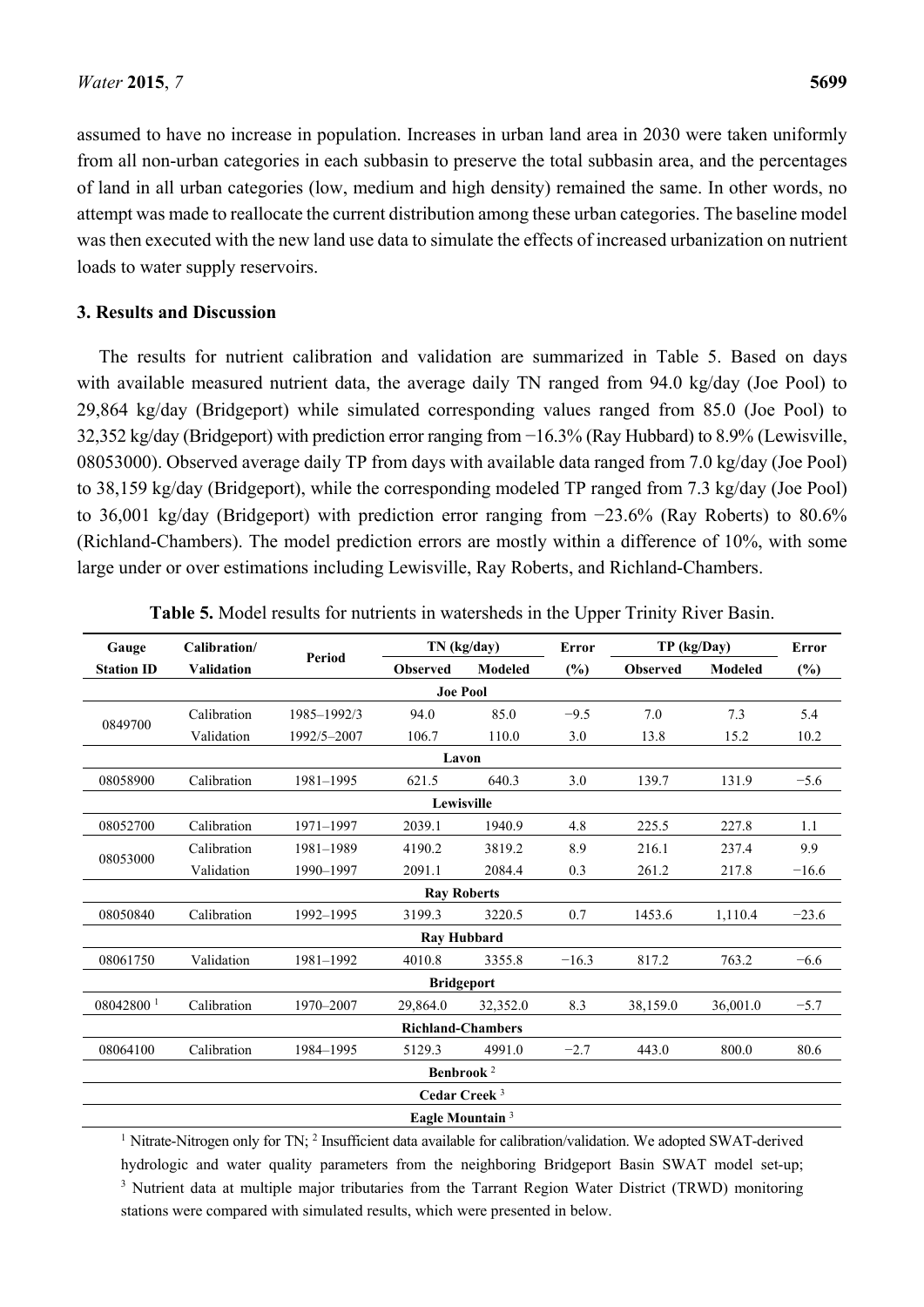assumed to have no increase in population. Increases in urban land area in 2030 were taken uniformly from all non-urban categories in each subbasin to preserve the total subbasin area, and the percentages of land in all urban categories (low, medium and high density) remained the same. In other words, no attempt was made to reallocate the current distribution among these urban categories. The baseline model was then executed with the new land use data to simulate the effects of increased urbanization on nutrient loads to water supply reservoirs.

## 3. Results and Discussion

The results for nutrient calibration and validation are summarized in Table 5. Based on days with available measured nutrient data, the average daily TN ranged from 94.0 kg/day (Joe Pool) to 29,864 kg/day (Bridgeport) while simulated corresponding values ranged from 85.0 (Joe Pool) to 32,352 kg/day (Bridgeport) with prediction error ranging from −16.3% (Ray Hubbard) to 8.9% (Lewisville, 08053000). Observed average daily TP from days with available data ranged from 7.0 kg/day (Joe Pool) to 38,159 kg/day (Bridgeport), while the corresponding modeled TP ranged from 7.3 kg/day (Joe Pool) to 36,001 kg/day (Bridgeport) with prediction error ranging from −23.6% (Ray Roberts) to 80.6% (Richland-Chambers). The model prediction errors are mostly within a difference of 10%, with some large under or over estimations including Lewisville, Ray Roberts, and Richland-Chambers.

**Table 5.** Model results for nutrients in watersheds in the Upper Trinity River Basin.

| Gauge Station ID | Calibration/ Validation | Period | TN (kg/day) | | Error (%) | TP (kg/Day) | | Error (%) |
|---|---|---|---|---|---|---|---|---|
| | | | Observed | Modeled | | Observed | Modeled | |
| **Joe Pool** | | | | | | | | |
| 0849700 | Calibration | 1985–1992/3 | 94.0 | 85.0 | −9.5 | 7.0 | 7.3 | 5.4 |
| | Validation | 1992/5–2007 | 106.7 | 110.0 | 3.0 | 13.8 | 15.2 | 10.2 |
| **Lavon** | | | | | | | | |
| 08058900 | Calibration | 1981–1995 | 621.5 | 640.3 | 3.0 | 139.7 | 131.9 | −5.6 |
| **Lewisville** | | | | | | | | |
| 08052700 | Calibration | 1971–1997 | 2039.1 | 1940.9 | 4.8 | 225.5 | 227.8 | 1.1 |
| 08053000 | Calibration | 1981–1989 | 4190.2 | 3819.2 | 8.9 | 216.1 | 237.4 | 9.9 |
| | Validation | 1990–1997 | 2091.1 | 2084.4 | 0.3 | 261.2 | 217.8 | −16.6 |
| **Ray Roberts** | | | | | | | | |
| 08050840 | Calibration | 1992–1995 | 3199.3 | 3220.5 | 0.7 | 1453.6 | 1,110.4 | −23.6 |
| **Ray Hubbard** | | | | | | | | |
| 08061750 | Validation | 1981–1992 | 4010.8 | 3355.8 | −16.3 | 817.2 | 763.2 | −6.6 |
| **Bridgeport** | | | | | | | | |
| 08042800 [1] | Calibration | 1970–2007 | 29,864.0 | 32,352.0 | 8.3 | 38,159.0 | 36,001.0 | −5.7 |
| **Richland-Chambers** | | | | | | | | |
| 08064100 | Calibration | 1984–1995 | 5129.3 | 4991.0 | −2.7 | 443.0 | 800.0 | 80.6 |
| **Benbrook [2]** | | | | | | | | |
| **Cedar Creek [3]** | | | | | | | | |
| **Eagle Mountain [3]** | | | | | | | | |

[1] Nitrate-Nitrogen only for TN; [2] Insufficient data available for calibration/validation. We adopted SWAT-derived hydrologic and water quality parameters from the neighboring Bridgeport Basin SWAT model set-up; [3] Nutrient data at multiple major tributaries from the Tarrant Region Water District (TRWD) monitoring stations were compared with simulated results, which were presented in below.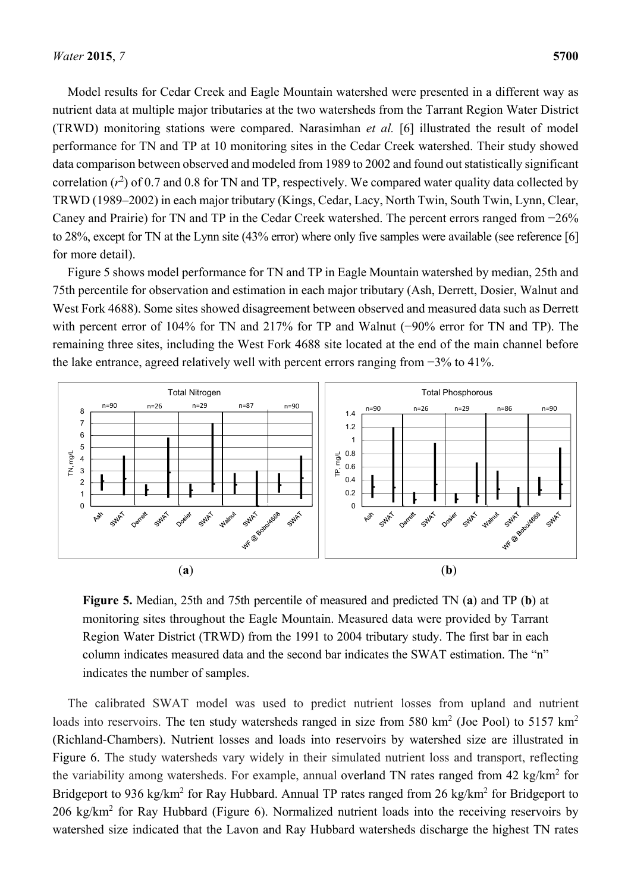Model results for Cedar Creek and Eagle Mountain watershed were presented in a different way as nutrient data at multiple major tributaries at the two watersheds from the Tarrant Region Water District (TRWD) monitoring stations were compared. Narasimhan *et al.* [6] illustrated the result of model performance for TN and TP at 10 monitoring sites in the Cedar Creek watershed. Their study showed data comparison between observed and modeled from 1989 to 2002 and found out statistically significant correlation ($r^2$) of 0.7 and 0.8 for TN and TP, respectively. We compared water quality data collected by TRWD (1989–2002) in each major tributary (Kings, Cedar, Lacy, North Twin, South Twin, Lynn, Clear, Caney and Prairie) for TN and TP in the Cedar Creek watershed. The percent errors ranged from −26% to 28%, except for TN at the Lynn site (43% error) where only five samples were available (see reference [6] for more detail).

Figure 5 shows model performance for TN and TP in Eagle Mountain watershed by median, 25th and 75th percentile for observation and estimation in each major tributary (Ash, Derrett, Dosier, Walnut and West Fork 4688). Some sites showed disagreement between observed and measured data such as Derrett with percent error of 104% for TN and 217% for TP and Walnut (−90% error for TN and TP). The remaining three sites, including the West Fork 4688 site located at the end of the main channel before the lake entrance, agreed relatively well with percent errors ranging from −3% to 41%.

(**a**) (**b**)

**Figure 5.** Median, 25th and 75th percentile of measured and predicted TN (**a**) and TP (**b**) at monitoring sites throughout the Eagle Mountain. Measured data were provided by Tarrant Region Water District (TRWD) from the 1991 to 2004 tributary study. The first bar in each column indicates measured data and the second bar indicates the SWAT estimation. The "n" indicates the number of samples.

The calibrated SWAT model was used to predict nutrient losses from upland and nutrient loads into reservoirs. The ten study watersheds ranged in size from 580 km$^2$ (Joe Pool) to 5157 km$^2$ (Richland-Chambers). Nutrient losses and loads into reservoirs by watershed size are illustrated in Figure 6. The study watersheds vary widely in their simulated nutrient loss and transport, reflecting the variability among watersheds. For example, annual overland TN rates ranged from 42 kg/km$^2$ for Bridgeport to 936 kg/km$^2$ for Ray Hubbard. Annual TP rates ranged from 26 kg/km$^2$ for Bridgeport to 206 kg/km$^2$ for Ray Hubbard (Figure 6). Normalized nutrient loads into the receiving reservoirs by watershed size indicated that the Lavon and Ray Hubbard watersheds discharge the highest TN rates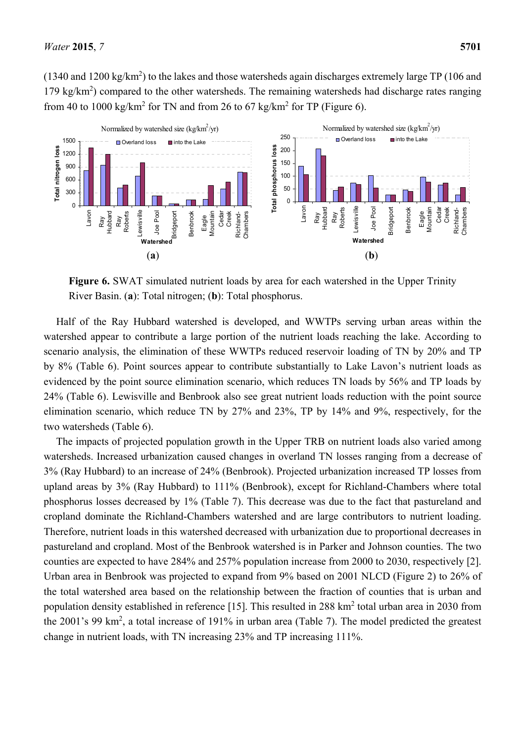(1340 and 1200 kg/km$^2$) to the lakes and those watersheds again discharges extremely large TP (106 and 179 kg/km$^2$) compared to the other watersheds. The remaining watersheds had discharge rates ranging from 40 to 1000 kg/km$^2$ for TN and from 26 to 67 kg/km$^2$ for TP (Figure 6).

**Figure 6.** SWAT simulated nutrient loads by area for each watershed in the Upper Trinity River Basin. (**a**): Total nitrogen; (**b**): Total phosphorus.

Half of the Ray Hubbard watershed is developed, and WWTPs serving urban areas within the watershed appear to contribute a large portion of the nutrient loads reaching the lake. According to scenario analysis, the elimination of these WWTPs reduced reservoir loading of TN by 20% and TP by 8% (Table 6). Point sources appear to contribute substantially to Lake Lavon's nutrient loads as evidenced by the point source elimination scenario, which reduces TN loads by 56% and TP loads by 24% (Table 6). Lewisville and Benbrook also see great nutrient loads reduction with the point source elimination scenario, which reduce TN by 27% and 23%, TP by 14% and 9%, respectively, for the two watersheds (Table 6).

The impacts of projected population growth in the Upper TRB on nutrient loads also varied among watersheds. Increased urbanization caused changes in overland TN losses ranging from a decrease of 3% (Ray Hubbard) to an increase of 24% (Benbrook). Projected urbanization increased TP losses from upland areas by 3% (Ray Hubbard) to 111% (Benbrook), except for Richland-Chambers where total phosphorus losses decreased by 1% (Table 7). This decrease was due to the fact that pastureland and cropland dominate the Richland-Chambers watershed and are large contributors to nutrient loading. Therefore, nutrient loads in this watershed decreased with urbanization due to proportional decreases in pastureland and cropland. Most of the Benbrook watershed is in Parker and Johnson counties. The two counties are expected to have 284% and 257% population increase from 2000 to 2030, respectively [2]. Urban area in Benbrook was projected to expand from 9% based on 2001 NLCD (Figure 2) to 26% of the total watershed area based on the relationship between the fraction of counties that is urban and population density established in reference [15]. This resulted in 288 km$^2$ total urban area in 2030 from the 2001's 99 km$^2$, a total increase of 191% in urban area (Table 7). The model predicted the greatest change in nutrient loads, with TN increasing 23% and TP increasing 111%.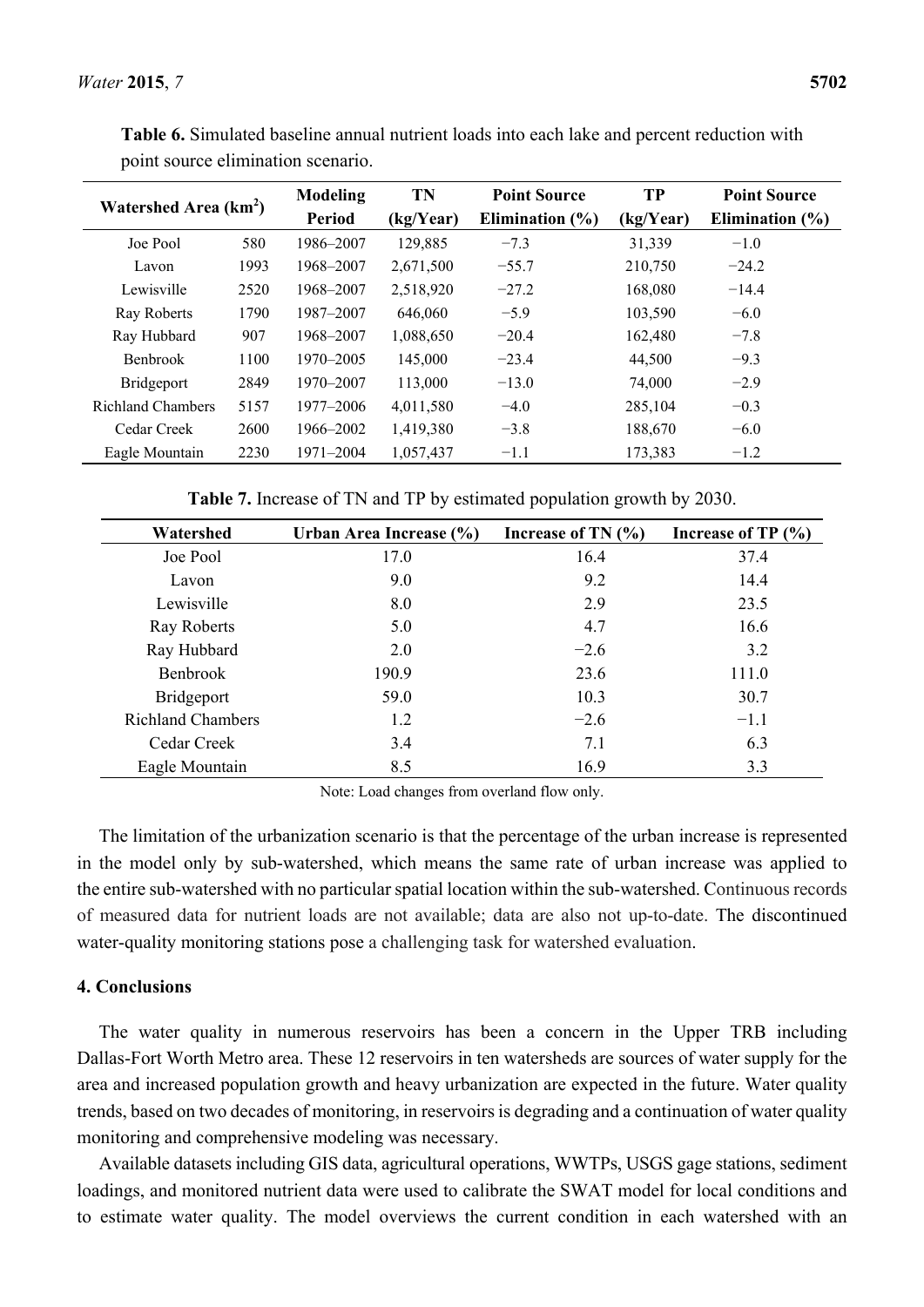**Table 6.** Simulated baseline annual nutrient loads into each lake and percent reduction with point source elimination scenario.

| Watershed Area (km$^2$) | | Modeling Period | TN (kg/Year) | Point Source Elimination (%) | TP (kg/Year) | Point Source Elimination (%) |
|---|---|---|---|---|---|---|
| Joe Pool | 580 | 1986–2007 | 129,885 | −7.3 | 31,339 | −1.0 |
| Lavon | 1993 | 1968–2007 | 2,671,500 | −55.7 | 210,750 | −24.2 |
| Lewisville | 2520 | 1968–2007 | 2,518,920 | −27.2 | 168,080 | −14.4 |
| Ray Roberts | 1790 | 1987–2007 | 646,060 | −5.9 | 103,590 | −6.0 |
| Ray Hubbard | 907 | 1968–2007 | 1,088,650 | −20.4 | 162,480 | −7.8 |
| Benbrook | 1100 | 1970–2005 | 145,000 | −23.4 | 44,500 | −9.3 |
| Bridgeport | 2849 | 1970–2007 | 113,000 | −13.0 | 74,000 | −2.9 |
| Richland Chambers | 5157 | 1977–2006 | 4,011,580 | −4.0 | 285,104 | −0.3 |
| Cedar Creek | 2600 | 1966–2002 | 1,419,380 | −3.8 | 188,670 | −6.0 |
| Eagle Mountain | 2230 | 1971–2004 | 1,057,437 | −1.1 | 173,383 | −1.2 |

**Table 7.** Increase of TN and TP by estimated population growth by 2030.

| Watershed | Urban Area Increase (%) | Increase of TN (%) | Increase of TP (%) |
|---|---|---|---|
| Joe Pool | 17.0 | 16.4 | 37.4 |
| Lavon | 9.0 | 9.2 | 14.4 |
| Lewisville | 8.0 | 2.9 | 23.5 |
| Ray Roberts | 5.0 | 4.7 | 16.6 |
| Ray Hubbard | 2.0 | −2.6 | 3.2 |
| Benbrook | 190.9 | 23.6 | 111.0 |
| Bridgeport | 59.0 | 10.3 | 30.7 |
| Richland Chambers | 1.2 | −2.6 | −1.1 |
| Cedar Creek | 3.4 | 7.1 | 6.3 |
| Eagle Mountain | 8.5 | 16.9 | 3.3 |

Note: Load changes from overland flow only.

The limitation of the urbanization scenario is that the percentage of the urban increase is represented in the model only by sub-watershed, which means the same rate of urban increase was applied to the entire sub-watershed with no particular spatial location within the sub-watershed. Continuous records of measured data for nutrient loads are not available; data are also not up-to-date. The discontinued water-quality monitoring stations pose a challenging task for watershed evaluation.

## 4. Conclusions

The water quality in numerous reservoirs has been a concern in the Upper TRB including Dallas-Fort Worth Metro area. These 12 reservoirs in ten watersheds are sources of water supply for the area and increased population growth and heavy urbanization are expected in the future. Water quality trends, based on two decades of monitoring, in reservoirs is degrading and a continuation of water quality monitoring and comprehensive modeling was necessary.

Available datasets including GIS data, agricultural operations, WWTPs, USGS gage stations, sediment loadings, and monitored nutrient data were used to calibrate the SWAT model for local conditions and to estimate water quality. The model overviews the current condition in each watershed with an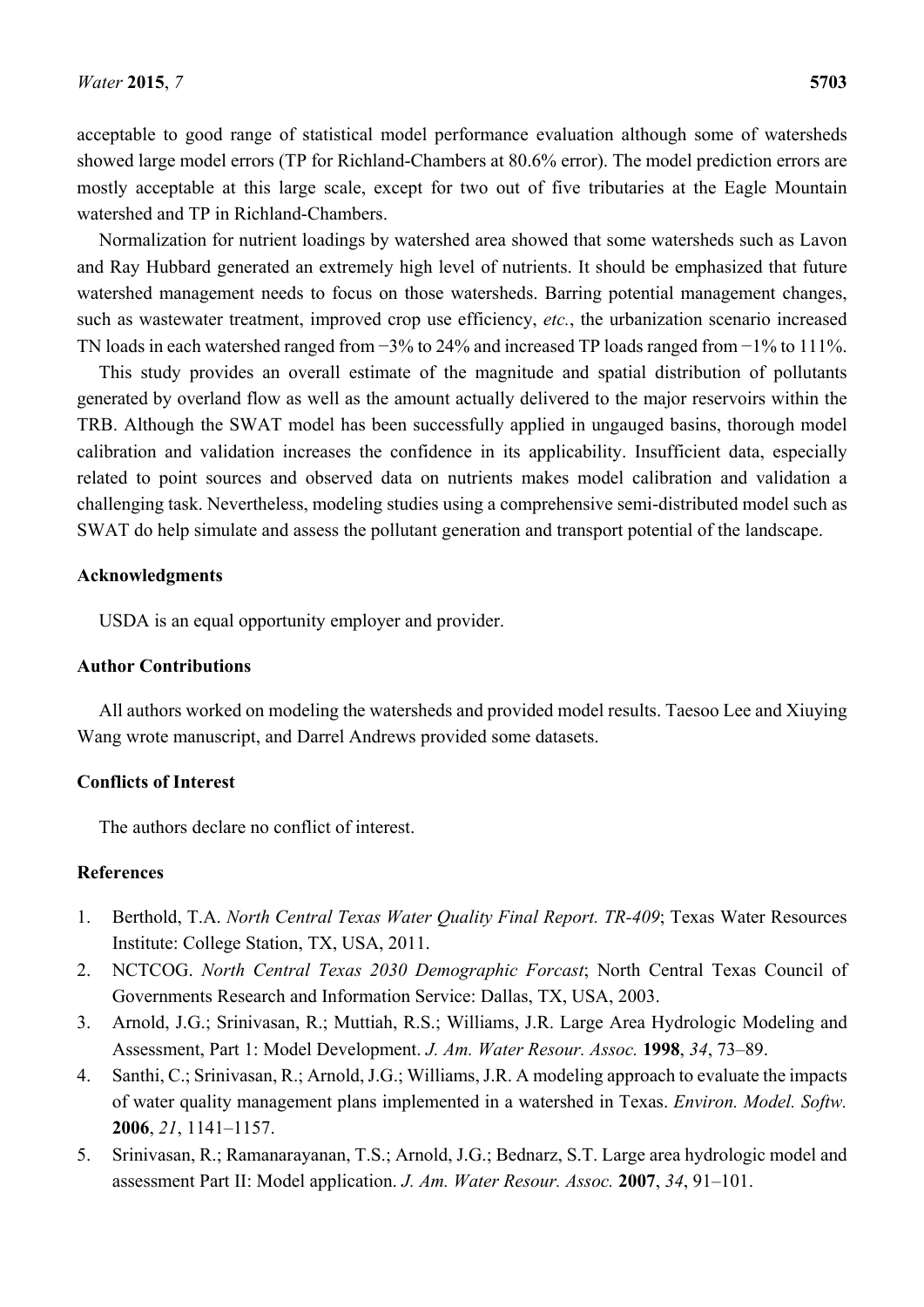acceptable to good range of statistical model performance evaluation although some of watersheds showed large model errors (TP for Richland-Chambers at 80.6% error). The model prediction errors are mostly acceptable at this large scale, except for two out of five tributaries at the Eagle Mountain watershed and TP in Richland-Chambers.

Normalization for nutrient loadings by watershed area showed that some watersheds such as Lavon and Ray Hubbard generated an extremely high level of nutrients. It should be emphasized that future watershed management needs to focus on those watersheds. Barring potential management changes, such as wastewater treatment, improved crop use efficiency, *etc.*, the urbanization scenario increased TN loads in each watershed ranged from −3% to 24% and increased TP loads ranged from −1% to 111%.

This study provides an overall estimate of the magnitude and spatial distribution of pollutants generated by overland flow as well as the amount actually delivered to the major reservoirs within the TRB. Although the SWAT model has been successfully applied in ungauged basins, thorough model calibration and validation increases the confidence in its applicability. Insufficient data, especially related to point sources and observed data on nutrients makes model calibration and validation a challenging task. Nevertheless, modeling studies using a comprehensive semi-distributed model such as SWAT do help simulate and assess the pollutant generation and transport potential of the landscape.

## Acknowledgments

USDA is an equal opportunity employer and provider.

## Author Contributions

All authors worked on modeling the watersheds and provided model results. Taesoo Lee and Xiuying Wang wrote manuscript, and Darrel Andrews provided some datasets.

## Conflicts of Interest

The authors declare no conflict of interest.

## References

1. Berthold, T.A. *North Central Texas Water Quality Final Report. TR-409*; Texas Water Resources Institute: College Station, TX, USA, 2011.
2. NCTCOG. *North Central Texas 2030 Demographic Forcast*; North Central Texas Council of Governments Research and Information Service: Dallas, TX, USA, 2003.
3. Arnold, J.G.; Srinivasan, R.; Muttiah, R.S.; Williams, J.R. Large Area Hydrologic Modeling and Assessment, Part 1: Model Development. *J. Am. Water Resour. Assoc.* **1998**, *34*, 73–89.
4. Santhi, C.; Srinivasan, R.; Arnold, J.G.; Williams, J.R. A modeling approach to evaluate the impacts of water quality management plans implemented in a watershed in Texas. *Environ. Model. Softw.* **2006**, *21*, 1141–1157.
5. Srinivasan, R.; Ramanarayanan, T.S.; Arnold, J.G.; Bednarz, S.T. Large area hydrologic model and assessment Part II: Model application. *J. Am. Water Resour. Assoc.* **2007**, *34*, 91–101.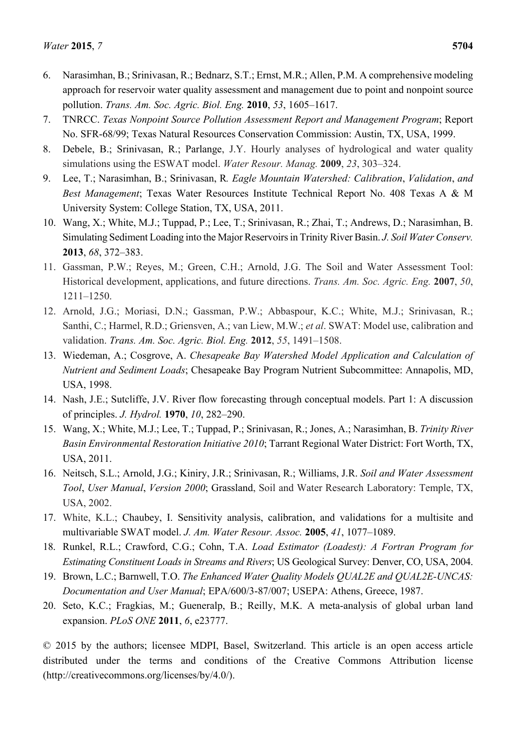6. Narasimhan, B.; Srinivasan, R.; Bednarz, S.T.; Ernst, M.R.; Allen, P.M. A comprehensive modeling approach for reservoir water quality assessment and management due to point and nonpoint source pollution. *Trans. Am. Soc. Agric. Biol. Eng.* **2010**, *53*, 1605–1617.
7. TNRCC. *Texas Nonpoint Source Pollution Assessment Report and Management Program*; Report No. SFR-68/99; Texas Natural Resources Conservation Commission: Austin, TX, USA, 1999.
8. Debele, B.; Srinivasan, R.; Parlange, J.Y. Hourly analyses of hydrological and water quality simulations using the ESWAT model. *Water Resour. Manag.* **2009**, *23*, 303–324.
9. Lee, T.; Narasimhan, B.; Srinivasan, R. *Eagle Mountain Watershed: Calibration*, *Validation*, *and Best Management*; Texas Water Resources Institute Technical Report No. 408 Texas A & M University System: College Station, TX, USA, 2011.
10. Wang, X.; White, M.J.; Tuppad, P.; Lee, T.; Srinivasan, R.; Zhai, T.; Andrews, D.; Narasimhan, B. Simulating Sediment Loading into the Major Reservoirs in Trinity River Basin. *J. Soil Water Conserv.* **2013**, *68*, 372–383.
11. Gassman, P.W.; Reyes, M.; Green, C.H.; Arnold, J.G. The Soil and Water Assessment Tool: Historical development, applications, and future directions. *Trans. Am. Soc. Agric. Eng.* **2007**, *50*, 1211–1250.
12. Arnold, J.G.; Moriasi, D.N.; Gassman, P.W.; Abbaspour, K.C.; White, M.J.; Srinivasan, R.; Santhi, C.; Harmel, R.D.; Griensven, A.; van Liew, M.W.; *et al*. SWAT: Model use, calibration and validation. *Trans. Am. Soc. Agric. Biol. Eng.* **2012**, *55*, 1491–1508.
13. Wiedeman, A.; Cosgrove, A. *Chesapeake Bay Watershed Model Application and Calculation of Nutrient and Sediment Loads*; Chesapeake Bay Program Nutrient Subcommittee: Annapolis, MD, USA, 1998.
14. Nash, J.E.; Sutcliffe, J.V. River flow forecasting through conceptual models. Part 1: A discussion of principles. *J. Hydrol.* **1970**, *10*, 282–290.
15. Wang, X.; White, M.J.; Lee, T.; Tuppad, P.; Srinivasan, R.; Jones, A.; Narasimhan, B. *Trinity River Basin Environmental Restoration Initiative 2010*; Tarrant Regional Water District: Fort Worth, TX, USA, 2011.
16. Neitsch, S.L.; Arnold, J.G.; Kiniry, J.R.; Srinivasan, R.; Williams, J.R. *Soil and Water Assessment Tool*, *User Manual*, *Version 2000*; Grassland, Soil and Water Research Laboratory: Temple, TX, USA, 2002.
17. White, K.L.; Chaubey, I. Sensitivity analysis, calibration, and validations for a multisite and multivariable SWAT model. *J. Am. Water Resour. Assoc.* **2005**, *41*, 1077–1089.
18. Runkel, R.L.; Crawford, C.G.; Cohn, T.A. *Load Estimator (Loadest): A Fortran Program for Estimating Constituent Loads in Streams and Rivers*; US Geological Survey: Denver, CO, USA, 2004.
19. Brown, L.C.; Barnwell, T.O. *The Enhanced Water Quality Models QUAL2E and QUAL2E-UNCAS: Documentation and User Manual*; EPA/600/3-87/007; USEPA: Athens, Greece, 1987.
20. Seto, K.C.; Fragkias, M.; Gueneralp, B.; Reilly, M.K. A meta-analysis of global urban land expansion. *PLoS ONE* **2011**, *6*, e23777.

© 2015 by the authors; licensee MDPI, Basel, Switzerland. This article is an open access article distributed under the terms and conditions of the Creative Commons Attribution license (http://creativecommons.org/licenses/by/4.0/).